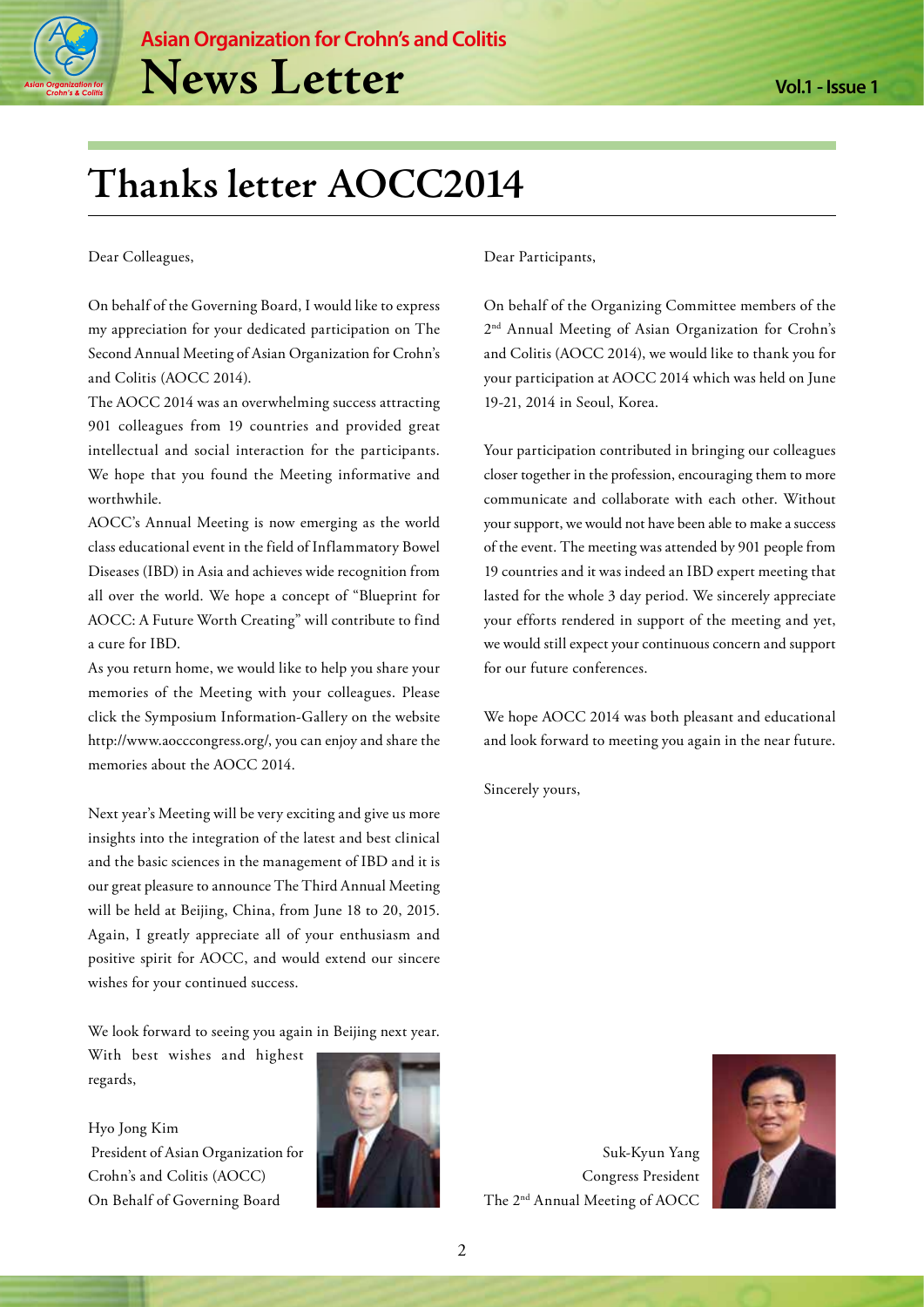# Thanks letter AOCC2014

Dear Colleagues,

On behalf of the Governing Board, I would like to express my appreciation for your dedicated participation on The Second Annual Meeting of Asian Organization for Crohn's and Colitis (AOCC 2014).

The AOCC 2014 was an overwhelming success attracting 901 colleagues from 19 countries and provided great intellectual and social interaction for the participants. We hope that you found the Meeting informative and worthwhile.

AOCC's Annual Meeting is now emerging as the world class educational event in the field of Inflammatory Bowel Diseases (IBD) in Asia and achieves wide recognition from all over the world. We hope a concept of "Blueprint for AOCC: A Future Worth Creating" will contribute to find a cure for IBD.

As you return home, we would like to help you share your memories of the Meeting with your colleagues. Please click the Symposium Information-Gallery on the website http://www.aocccongress.org/, you can enjoy and share the memories about the AOCC 2014.

Next year's Meeting will be very exciting and give us more insights into the integration of the latest and best clinical and the basic sciences in the management of IBD and it is our great pleasure to announce The Third Annual Meeting will be held at Beijing, China, from June 18 to 20, 2015. Again, I greatly appreciate all of your enthusiasm and positive spirit for AOCC, and would extend our sincere wishes for your continued success.

We look forward to seeing you again in Beijing next year.

With best wishes and highest regards,

Hyo Jong Kim
President of Asian Organization for Crohn's and Colitis (AOCC)
On Behalf of Governing Board

Dear Participants,

On behalf of the Organizing Committee members of the 2nd Annual Meeting of Asian Organization for Crohn's and Colitis (AOCC 2014), we would like to thank you for your participation at AOCC 2014 which was held on June 19-21, 2014 in Seoul, Korea.

Your participation contributed in bringing our colleagues closer together in the profession, encouraging them to more communicate and collaborate with each other. Without your support, we would not have been able to make a success of the event. The meeting was attended by 901 people from 19 countries and it was indeed an IBD expert meeting that lasted for the whole 3 day period. We sincerely appreciate your efforts rendered in support of the meeting and yet, we would still expect your continuous concern and support for our future conferences.

We hope AOCC 2014 was both pleasant and educational and look forward to meeting you again in the near future.

Sincerely yours,

Suk-Kyun Yang
Congress President
The 2nd Annual Meeting of AOCC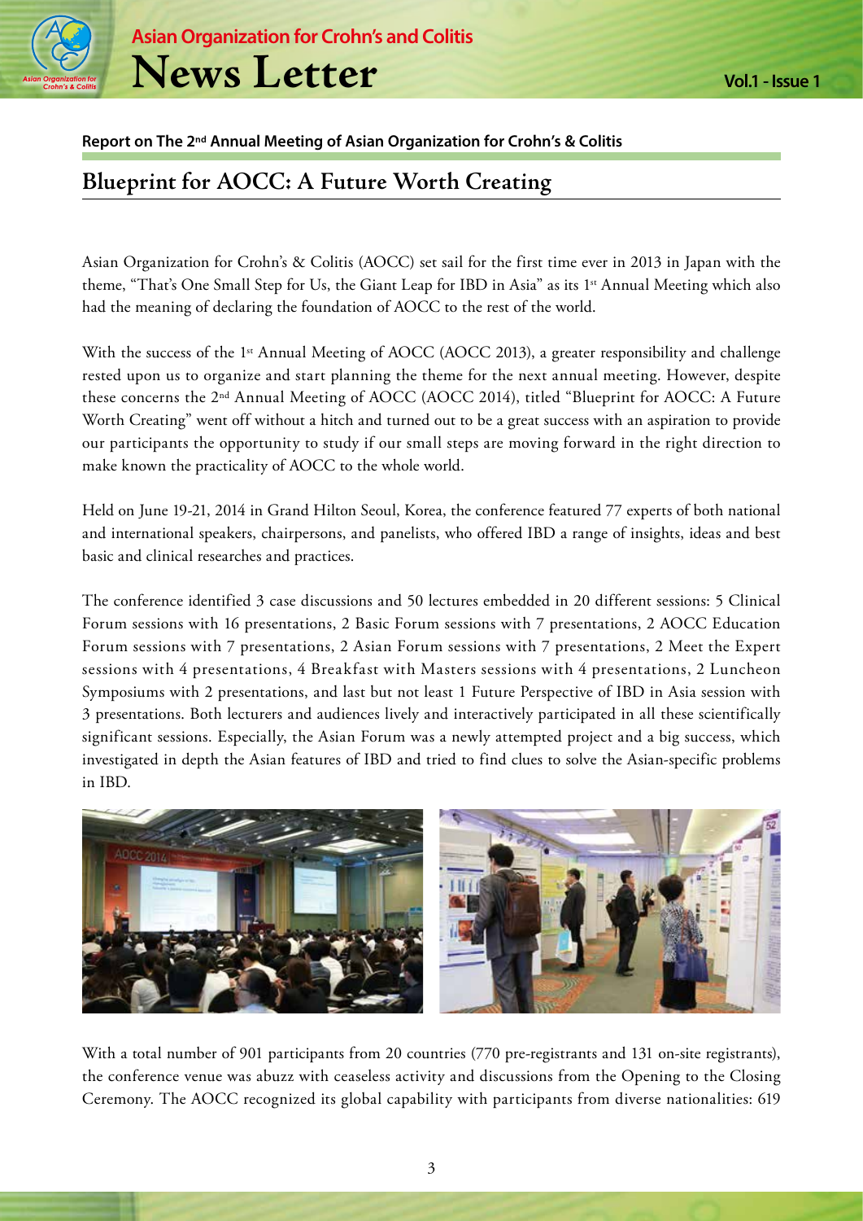**Report on The 2nd Annual Meeting of Asian Organization for Crohn's & Colitis**

## Blueprint for AOCC: A Future Worth Creating

Asian Organization for Crohn's & Colitis (AOCC) set sail for the first time ever in 2013 in Japan with the theme, "That's One Small Step for Us, the Giant Leap for IBD in Asia" as its 1st Annual Meeting which also had the meaning of declaring the foundation of AOCC to the rest of the world.

With the success of the 1st Annual Meeting of AOCC (AOCC 2013), a greater responsibility and challenge rested upon us to organize and start planning the theme for the next annual meeting. However, despite these concerns the 2nd Annual Meeting of AOCC (AOCC 2014), titled "Blueprint for AOCC: A Future Worth Creating" went off without a hitch and turned out to be a great success with an aspiration to provide our participants the opportunity to study if our small steps are moving forward in the right direction to make known the practicality of AOCC to the whole world.

Held on June 19-21, 2014 in Grand Hilton Seoul, Korea, the conference featured 77 experts of both national and international speakers, chairpersons, and panelists, who offered IBD a range of insights, ideas and best basic and clinical researches and practices.

The conference identified 3 case discussions and 50 lectures embedded in 20 different sessions: 5 Clinical Forum sessions with 16 presentations, 2 Basic Forum sessions with 7 presentations, 2 AOCC Education Forum sessions with 7 presentations, 2 Asian Forum sessions with 7 presentations, 2 Meet the Expert sessions with 4 presentations, 4 Breakfast with Masters sessions with 4 presentations, 2 Luncheon Symposiums with 2 presentations, and last but not least 1 Future Perspective of IBD in Asia session with 3 presentations. Both lecturers and audiences lively and interactively participated in all these scientifically significant sessions. Especially, the Asian Forum was a newly attempted project and a big success, which investigated in depth the Asian features of IBD and tried to find clues to solve the Asian-specific problems in IBD.

With a total number of 901 participants from 20 countries (770 pre-registrants and 131 on-site registrants), the conference venue was abuzz with ceaseless activity and discussions from the Opening to the Closing Ceremony. The AOCC recognized its global capability with participants from diverse nationalities: 619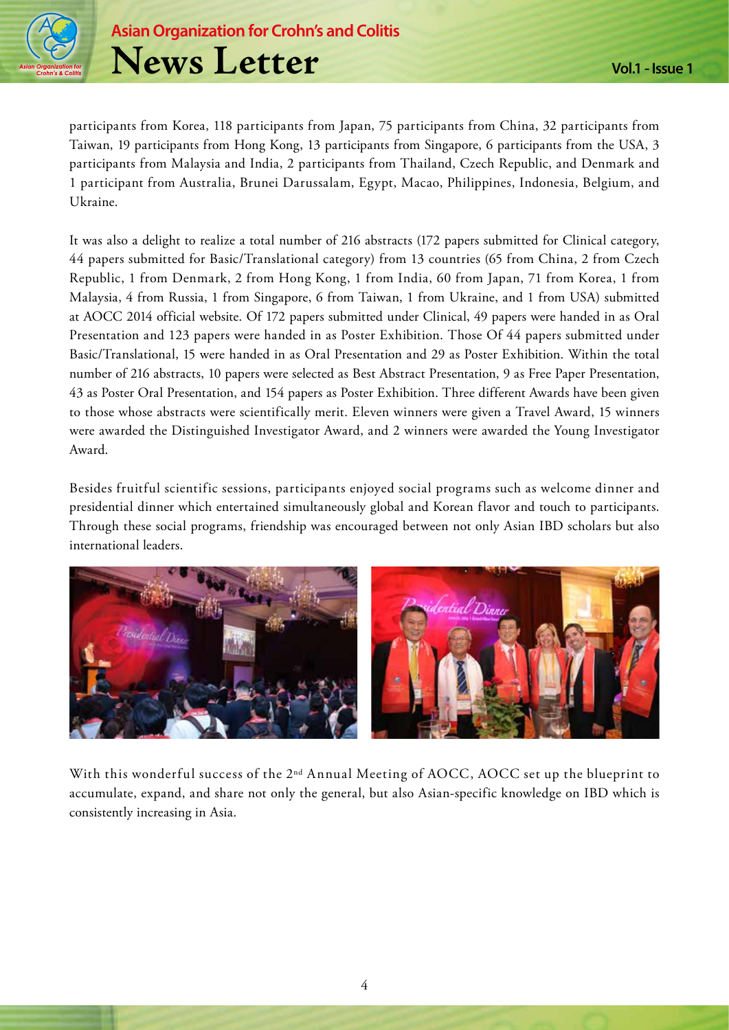participants from Korea, 118 participants from Japan, 75 participants from China, 32 participants from Taiwan, 19 participants from Hong Kong, 13 participants from Singapore, 6 participants from the USA, 3 participants from Malaysia and India, 2 participants from Thailand, Czech Republic, and Denmark and 1 participant from Australia, Brunei Darussalam, Egypt, Macao, Philippines, Indonesia, Belgium, and Ukraine.

It was also a delight to realize a total number of 216 abstracts (172 papers submitted for Clinical category, 44 papers submitted for Basic/Translational category) from 13 countries (65 from China, 2 from Czech Republic, 1 from Denmark, 2 from Hong Kong, 1 from India, 60 from Japan, 71 from Korea, 1 from Malaysia, 4 from Russia, 1 from Singapore, 6 from Taiwan, 1 from Ukraine, and 1 from USA) submitted at AOCC 2014 official website. Of 172 papers submitted under Clinical, 49 papers were handed in as Oral Presentation and 123 papers were handed in as Poster Exhibition. Those Of 44 papers submitted under Basic/Translational, 15 were handed in as Oral Presentation and 29 as Poster Exhibition. Within the total number of 216 abstracts, 10 papers were selected as Best Abstract Presentation, 9 as Free Paper Presentation, 43 as Poster Oral Presentation, and 154 papers as Poster Exhibition. Three different Awards have been given to those whose abstracts were scientifically merit. Eleven winners were given a Travel Award, 15 winners were awarded the Distinguished Investigator Award, and 2 winners were awarded the Young Investigator Award.

Besides fruitful scientific sessions, participants enjoyed social programs such as welcome dinner and presidential dinner which entertained simultaneously global and Korean flavor and touch to participants. Through these social programs, friendship was encouraged between not only Asian IBD scholars but also international leaders.

With this wonderful success of the 2nd Annual Meeting of AOCC, AOCC set up the blueprint to accumulate, expand, and share not only the general, but also Asian-specific knowledge on IBD which is consistently increasing in Asia.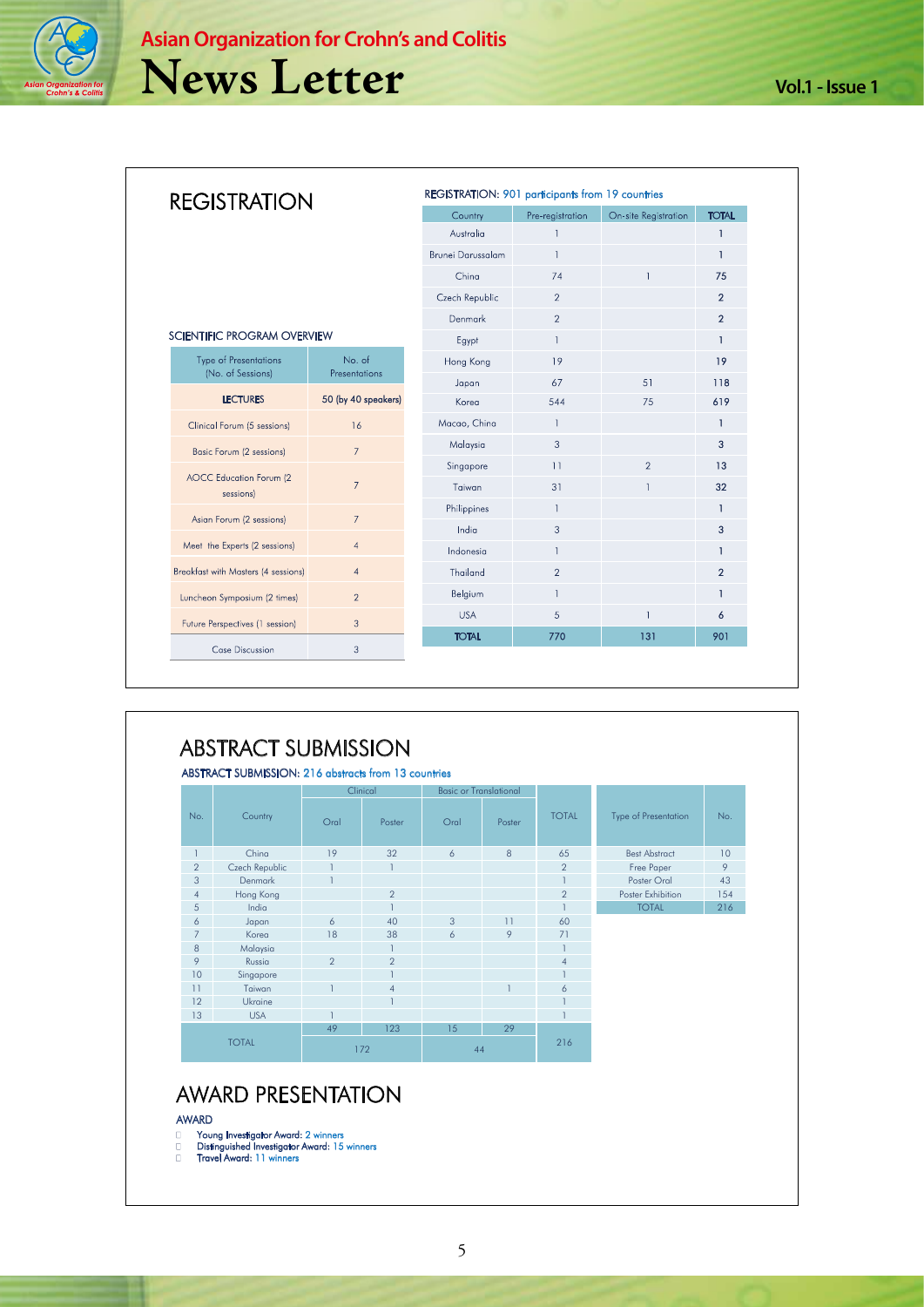## REGISTRATION

### SCIENTIFIC PROGRAM OVERVIEW

| Type of Presentations (No. of Sessions) | No. of Presentations |
|---|---|
| **LECTURES** | 50 (by 40 speakers) |
| Clinical Forum (5 sessions) | 16 |
| Basic Forum (2 sessions) | 7 |
| AOCC Education Forum (2 sessions) | 7 |
| Asian Forum (2 sessions) | 7 |
| Meet the Experts (2 sessions) | 4 |
| Breakfast with Masters (4 sessions) | 4 |
| Luncheon Symposium (2 times) | 2 |
| Future Perspectives (1 session) | 3 |
| Case Discussion | 3 |

REGISTRATION: 901 participants from 19 countries

| Country | Pre-registration | On-site Registration | TOTAL |
|---|---|---|---|
| Australia | 1 | | 1 |
| Brunei Darussalam | 1 | | 1 |
| China | 74 | 1 | 75 |
| Czech Republic | 2 | | 2 |
| Denmark | 2 | | 2 |
| Egypt | 1 | | 1 |
| Hong Kong | 19 | | 19 |
| Japan | 67 | 51 | 118 |
| Korea | 544 | 75 | 619 |
| Macao, China | 1 | | 1 |
| Malaysia | 3 | | 3 |
| Singapore | 11 | 2 | 13 |
| Taiwan | 31 | 1 | 32 |
| Philippines | 1 | | 1 |
| India | 3 | | 3 |
| Indonesia | 1 | | 1 |
| Thailand | 2 | | 2 |
| Belgium | 1 | | 1 |
| USA | 5 | 1 | 6 |
| **TOTAL** | 770 | 131 | 901 |

## ABSTRACT SUBMISSION

ABSTRACT SUBMISSION: 216 abstracts from 13 countries

| No. | Country | Clinical | | Basic or Translational | | TOTAL |
|---|---|---|---|---|---|---|
| | | Oral | Poster | Oral | Poster | |
| 1 | China | 19 | 32 | 6 | 8 | 65 |
| 2 | Czech Republic | 1 | 1 | | | 2 |
| 3 | Denmark | 1 | | | | 1 |
| 4 | Hong Kong | | 2 | | | 2 |
| 5 | India | | 1 | | | 1 |
| 6 | Japan | 6 | 40 | 3 | 11 | 60 |
| 7 | Korea | 18 | 38 | 6 | 9 | 71 |
| 8 | Malaysia | | 1 | | | 1 |
| 9 | Russia | 2 | 2 | | | 4 |
| 10 | Singapore | | 1 | | | 1 |
| 11 | Taiwan | 1 | 4 | | 1 | 6 |
| 12 | Ukraine | | 1 | | | 1 |
| 13 | USA | 1 | | | | 1 |
| TOTAL | | 49 | 123 | 15 | 29 | 216 |
| | | 172 | | 44 | | |

| Type of Presentation | No. |
|---|---|
| Best Abstract | 10 |
| Free Paper | 9 |
| Poster Oral | 43 |
| Poster Exhibition | 154 |
| TOTAL | 216 |

## AWARD PRESENTATION

AWARD

- Young Investigator Award: 2 winners
- Distinguished Investigator Award: 15 winners
- Travel Award: 11 winners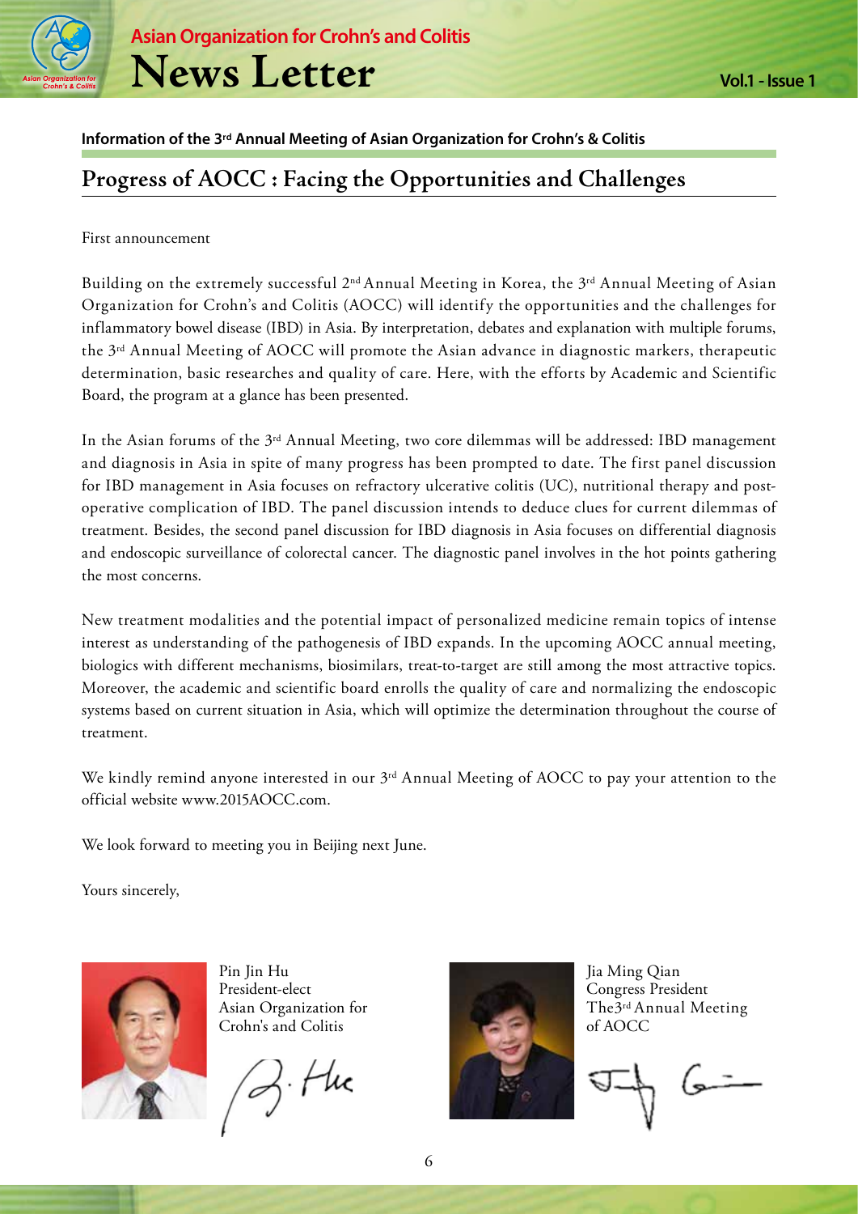**Information of the 3rd Annual Meeting of Asian Organization for Crohn's & Colitis**

# Progress of AOCC : Facing the Opportunities and Challenges

First announcement

Building on the extremely successful 2nd Annual Meeting in Korea, the 3rd Annual Meeting of Asian Organization for Crohn's and Colitis (AOCC) will identify the opportunities and the challenges for inflammatory bowel disease (IBD) in Asia. By interpretation, debates and explanation with multiple forums, the 3rd Annual Meeting of AOCC will promote the Asian advance in diagnostic markers, therapeutic determination, basic researches and quality of care. Here, with the efforts by Academic and Scientific Board, the program at a glance has been presented.

In the Asian forums of the 3rd Annual Meeting, two core dilemmas will be addressed: IBD management and diagnosis in Asia in spite of many progress has been prompted to date. The first panel discussion for IBD management in Asia focuses on refractory ulcerative colitis (UC), nutritional therapy and post-operative complication of IBD. The panel discussion intends to deduce clues for current dilemmas of treatment. Besides, the second panel discussion for IBD diagnosis in Asia focuses on differential diagnosis and endoscopic surveillance of colorectal cancer. The diagnostic panel involves in the hot points gathering the most concerns.

New treatment modalities and the potential impact of personalized medicine remain topics of intense interest as understanding of the pathogenesis of IBD expands. In the upcoming AOCC annual meeting, biologics with different mechanisms, biosimilars, treat-to-target are still among the most attractive topics. Moreover, the academic and scientific board enrolls the quality of care and normalizing the endoscopic systems based on current situation in Asia, which will optimize the determination throughout the course of treatment.

We kindly remind anyone interested in our 3rd Annual Meeting of AOCC to pay your attention to the official website www.2015AOCC.com.

We look forward to meeting you in Beijing next June.

Yours sincerely,

Pin Jin Hu
President-elect
Asian Organization for Crohn's and Colitis

Jia Ming Qian
Congress President
The3rd Annual Meeting of AOCC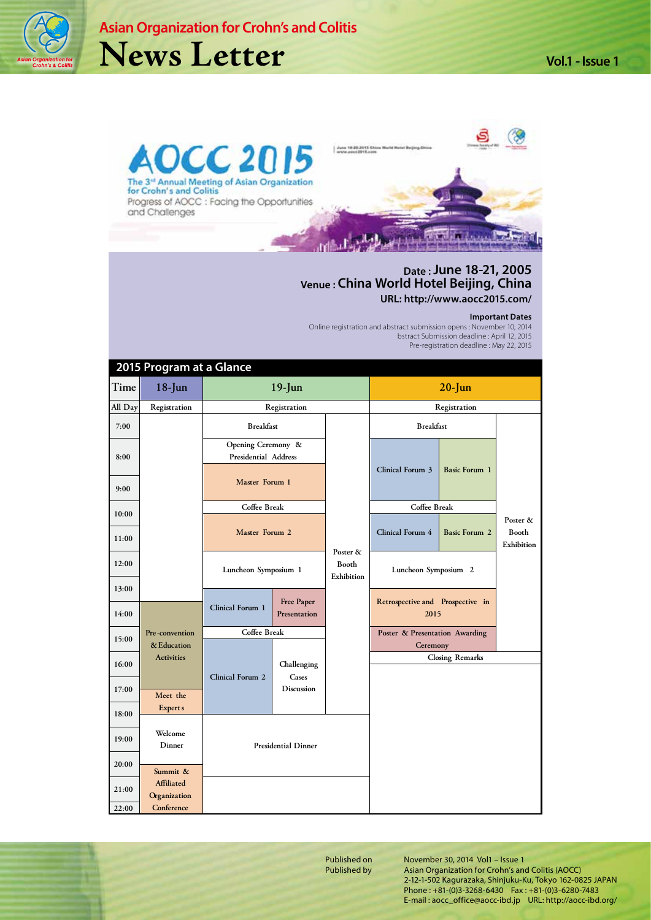# Asian Organization for Crohn's and Colitis News Letter

Vol.1 - Issue 1

# AOCC 2015

The 3rd Annual Meeting of Asian Organization for Crohn's and Colitis

Progress of AOCC : Facing the Opportunities and Challenges

June 18-20,2015 China World Hotel Beijing,China
www.aocc2015.com

**Date : June 18-21, 2005**
**Venue : China World Hotel Beijing, China**
**URL: http://www.aocc2015.com/**

**Important Dates**

Online registration and abstract submission opens : November 10, 2014
bstract Submission deadline : April 12, 2015
Pre-registration deadline : May 22, 2015

## 2015 Program at a Glance

| Time | 18-Jun | 19-Jun | | | 20-Jun | | |
|---|---|---|---|---|---|---|---|
| All Day | Registration | Registration | | | Registration | | |
| 7:00 | | Breakfast | | Poster & Booth Exhibition | Breakfast | | Poster & Booth Exhibition |
| 8:00 | | Opening Ceremony & Presidential Address | | | Clinical Forum 3 | Basic Forum 1 | |
| 9:00 | | Master Forum 1 | | | | | |
| 10:00 | | Coffee Break | | | Coffee Break | | |
| 11:00 | | Master Forum 2 | | | Clinical Forum 4 | Basic Forum 2 | |
| 12:00 | | Luncheon Symposium 1 | | | Luncheon Symposium 2 | | |
| 13:00 | | | | | | | |
| 14:00 | Pre-convention & Education Activities | Clinical Forum 1 | Free Paper Presentation | | Retrospective and Prospective in 2015 | | |
| 15:00 | | Coffee Break | | | Poster & Presentation Awarding Ceremony | | |
| 16:00 | | Clinical Forum 2 | Challenging Cases Discussion | | Closing Remarks | | |
| 17:00 | Meet the Experts | | | | | | |
| 18:00 | | | | | | | |
| 19:00 | Welcome Dinner | Presidential Dinner | | | | | |
| 20:00 | Summit & Affiliated Organization Conference | | | | | | |
| 21:00 | | | | | | | |
| 22:00 | | | | | | | |

Published on November 30, 2014 Vol1 – Issue 1

Published by Asian Organization for Crohn's and Colitis (AOCC)
2-12-1-502 Kagurazaka, Shinjuku-Ku, Tokyo 162-0825 JAPAN
Phone : +81-(0)3-3268-6430 Fax : +81-(0)3-6280-7483
E-mail : aocc_office@aocc-ibd.jp URL: http://aocc-ibd.org/